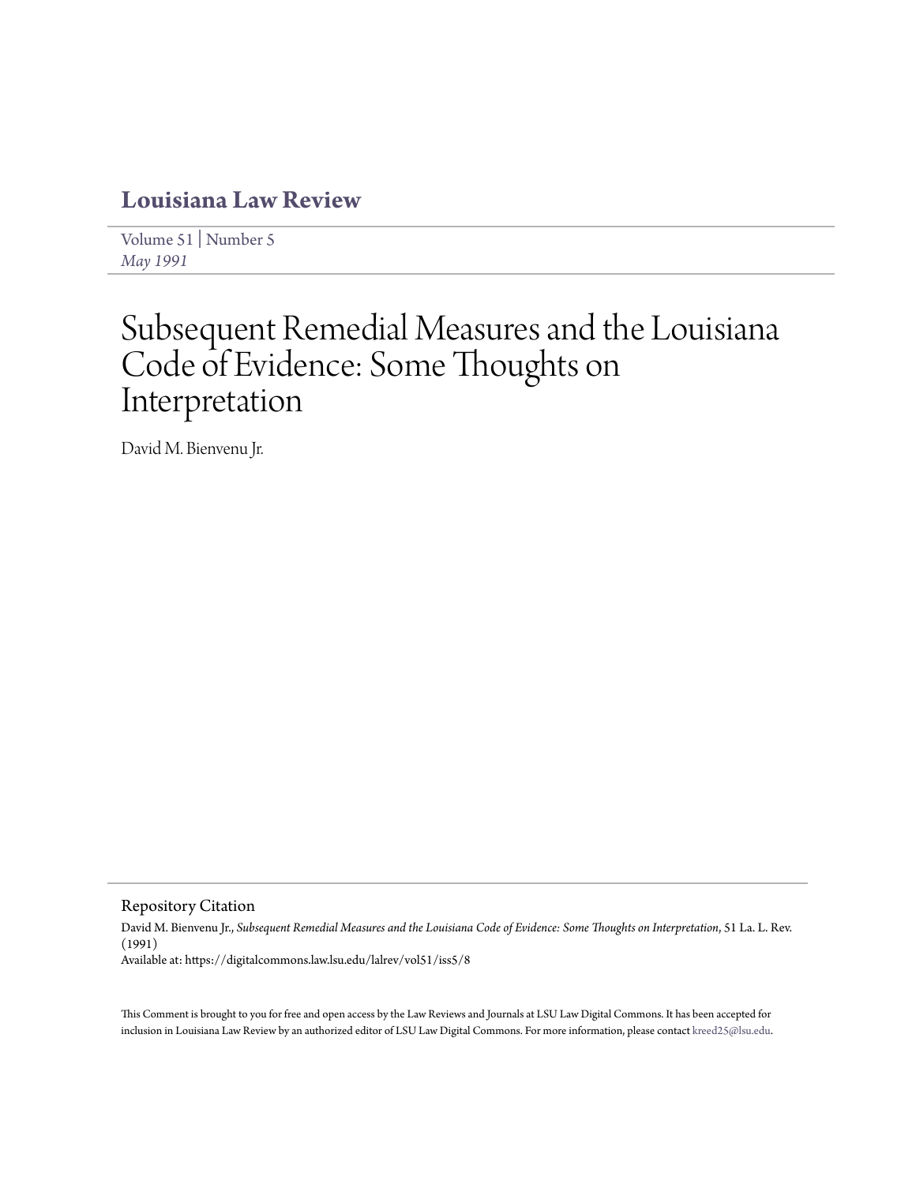# Louisiana Law Review

Volume 51 | Number 5

*May 1991*

# Subsequent Remedial Measures and the Louisiana Code of Evidence: Some Thoughts on Interpretation

David M. Bienvenu Jr.

## Repository Citation

David M. Bienvenu Jr., *Subsequent Remedial Measures and the Louisiana Code of Evidence: Some Thoughts on Interpretation*, 51 La. L. Rev. (1991)

Available at: https://digitalcommons.law.lsu.edu/lalrev/vol51/iss5/8

This Comment is brought to you for free and open access by the Law Reviews and Journals at LSU Law Digital Commons. It has been accepted for inclusion in Louisiana Law Review by an authorized editor of LSU Law Digital Commons. For more information, please contact kreed25@lsu.edu.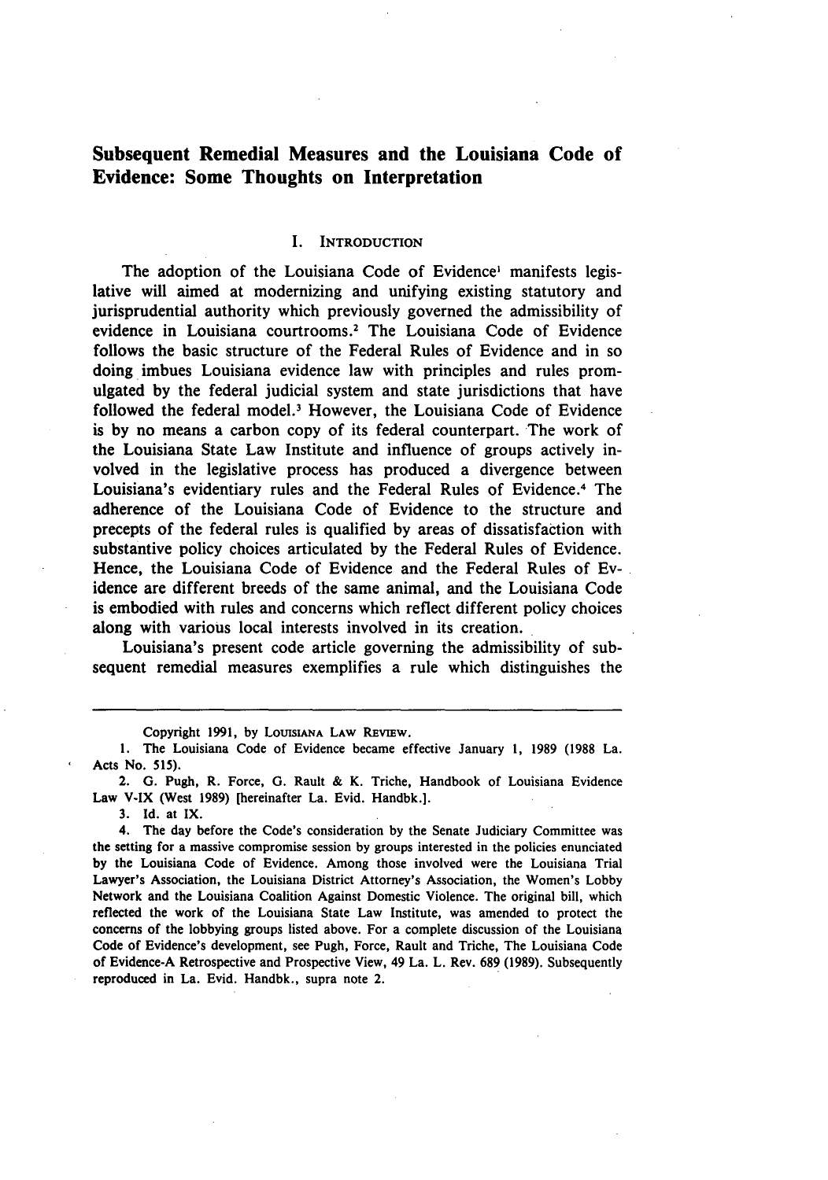# Subsequent Remedial Measures and the Louisiana Code of Evidence: Some Thoughts on Interpretation

## I. Introduction

The adoption of the Louisiana Code of Evidence[1] manifests legislative will aimed at modernizing and unifying existing statutory and jurisprudential authority which previously governed the admissibility of evidence in Louisiana courtrooms.[2] The Louisiana Code of Evidence follows the basic structure of the Federal Rules of Evidence and in so doing imbues Louisiana evidence law with principles and rules promulgated by the federal judicial system and state jurisdictions that have followed the federal model.[3] However, the Louisiana Code of Evidence is by no means a carbon copy of its federal counterpart. The work of the Louisiana State Law Institute and influence of groups actively involved in the legislative process has produced a divergence between Louisiana's evidentiary rules and the Federal Rules of Evidence.[4] The adherence of the Louisiana Code of Evidence to the structure and precepts of the federal rules is qualified by areas of dissatisfaction with substantive policy choices articulated by the Federal Rules of Evidence. Hence, the Louisiana Code of Evidence and the Federal Rules of Evidence are different breeds of the same animal, and the Louisiana Code is embodied with rules and concerns which reflect different policy choices along with various local interests involved in its creation.

Louisiana's present code article governing the admissibility of subsequent remedial measures exemplifies a rule which distinguishes the

---

Copyright 1991, by Louisiana Law Review.

1. The Louisiana Code of Evidence became effective January 1, 1989 (1988 La. Acts No. 515).

2. G. Pugh, R. Force, G. Rault & K. Triche, Handbook of Louisiana Evidence Law V-IX (West 1989) [hereinafter La. Evid. Handbk.].

3. Id. at IX.

4. The day before the Code's consideration by the Senate Judiciary Committee was the setting for a massive compromise session by groups interested in the policies enunciated by the Louisiana Code of Evidence. Among those involved were the Louisiana Trial Lawyer's Association, the Louisiana District Attorney's Association, the Women's Lobby Network and the Louisiana Coalition Against Domestic Violence. The original bill, which reflected the work of the Louisiana State Law Institute, was amended to protect the concerns of the lobbying groups listed above. For a complete discussion of the Louisiana Code of Evidence's development, see Pugh, Force, Rault and Triche, The Louisiana Code of Evidence-A Retrospective and Prospective View, 49 La. L. Rev. 689 (1989). Subsequently reproduced in La. Evid. Handbk., supra note 2.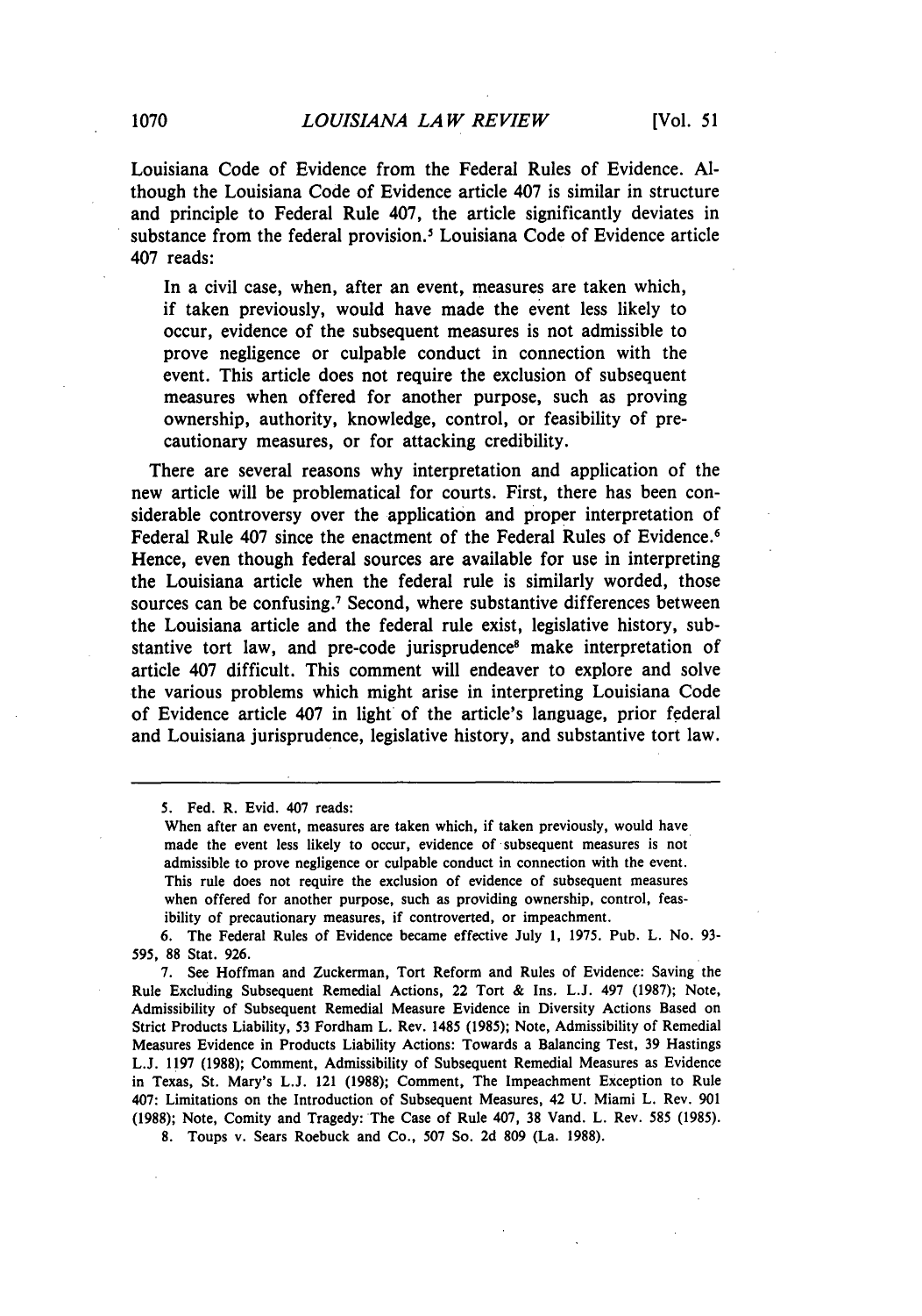Louisiana Code of Evidence from the Federal Rules of Evidence. Although the Louisiana Code of Evidence article 407 is similar in structure and principle to Federal Rule 407, the article significantly deviates in substance from the federal provision.[5] Louisiana Code of Evidence article 407 reads:

> In a civil case, when, after an event, measures are taken which, if taken previously, would have made the event less likely to occur, evidence of the subsequent measures is not admissible to prove negligence or culpable conduct in connection with the event. This article does not require the exclusion of subsequent measures when offered for another purpose, such as proving ownership, authority, knowledge, control, or feasibility of precautionary measures, or for attacking credibility.

There are several reasons why interpretation and application of the new article will be problematical for courts. First, there has been considerable controversy over the application and proper interpretation of Federal Rule 407 since the enactment of the Federal Rules of Evidence.[6] Hence, even though federal sources are available for use in interpreting the Louisiana article when the federal rule is similarly worded, those sources can be confusing.[7] Second, where substantive differences between the Louisiana article and the federal rule exist, legislative history, substantive tort law, and pre-code jurisprudence[8] make interpretation of article 407 difficult. This comment will endeavor to explore and solve the various problems which might arise in interpreting Louisiana Code of Evidence article 407 in light of the article's language, prior federal and Louisiana jurisprudence, legislative history, and substantive tort law.

---

5. Fed. R. Evid. 407 reads:

> When after an event, measures are taken which, if taken previously, would have made the event less likely to occur, evidence of subsequent measures is not admissible to prove negligence or culpable conduct in connection with the event. This rule does not require the exclusion of evidence of subsequent measures when offered for another purpose, such as providing ownership, control, feasibility of precautionary measures, if controverted, or impeachment.

6. The Federal Rules of Evidence became effective July 1, 1975. Pub. L. No. 93-595, 88 Stat. 926.

7. See Hoffman and Zuckerman, Tort Reform and Rules of Evidence: Saving the Rule Excluding Subsequent Remedial Actions, 22 Tort & Ins. L.J. 497 (1987); Note, Admissibility of Subsequent Remedial Measure Evidence in Diversity Actions Based on Strict Products Liability, 53 Fordham L. Rev. 1485 (1985); Note, Admissibility of Remedial Measures Evidence in Products Liability Actions: Towards a Balancing Test, 39 Hastings L.J. 1197 (1988); Comment, Admissibility of Subsequent Remedial Measures as Evidence in Texas, St. Mary's L.J. 121 (1988); Comment, The Impeachment Exception to Rule 407: Limitations on the Introduction of Subsequent Measures, 42 U. Miami L. Rev. 901 (1988); Note, Comity and Tragedy: The Case of Rule 407, 38 Vand. L. Rev. 585 (1985).

8. Toups v. Sears Roebuck and Co., 507 So. 2d 809 (La. 1988).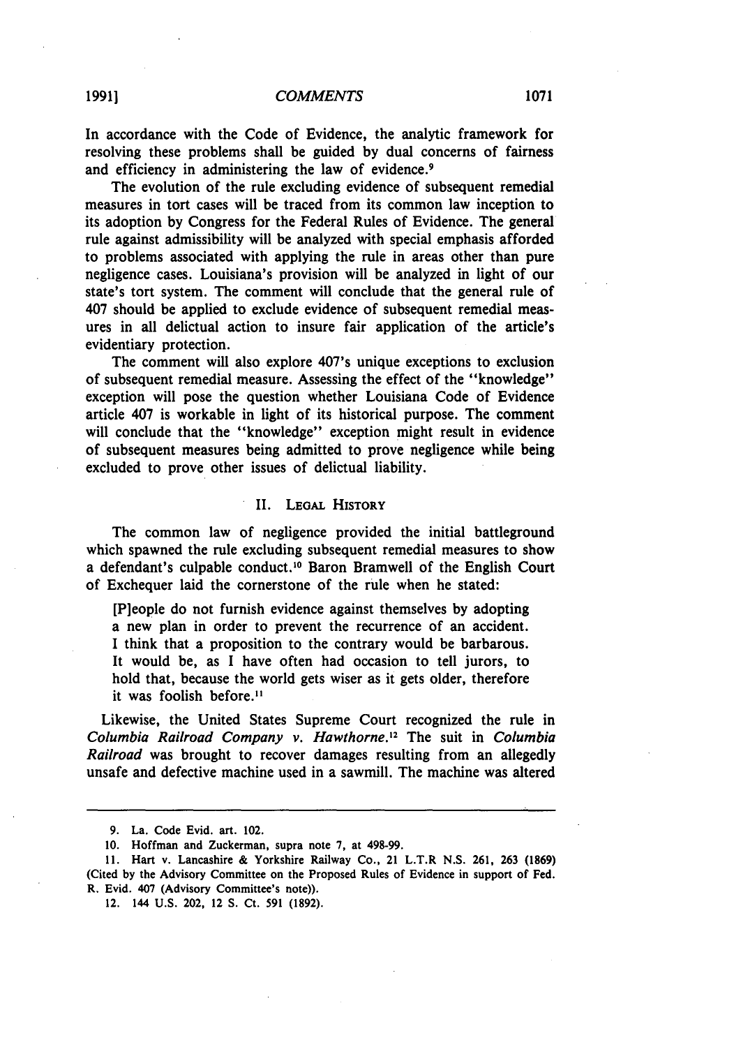In accordance with the Code of Evidence, the analytic framework for resolving these problems shall be guided by dual concerns of fairness and efficiency in administering the law of evidence.[9]

The evolution of the rule excluding evidence of subsequent remedial measures in tort cases will be traced from its common law inception to its adoption by Congress for the Federal Rules of Evidence. The general rule against admissibility will be analyzed with special emphasis afforded to problems associated with applying the rule in areas other than pure negligence cases. Louisiana's provision will be analyzed in light of our state's tort system. The comment will conclude that the general rule of 407 should be applied to exclude evidence of subsequent remedial measures in all delictual action to insure fair application of the article's evidentiary protection.

The comment will also explore 407's unique exceptions to exclusion of subsequent remedial measure. Assessing the effect of the "knowledge" exception will pose the question whether Louisiana Code of Evidence article 407 is workable in light of its historical purpose. The comment will conclude that the "knowledge" exception might result in evidence of subsequent measures being admitted to prove negligence while being excluded to prove other issues of delictual liability.

## II. Legal History

The common law of negligence provided the initial battleground which spawned the rule excluding subsequent remedial measures to show a defendant's culpable conduct.[10] Baron Bramwell of the English Court of Exchequer laid the cornerstone of the rule when he stated:

> [P]eople do not furnish evidence against themselves by adopting a new plan in order to prevent the recurrence of an accident. I think that a proposition to the contrary would be barbarous. It would be, as I have often had occasion to tell jurors, to hold that, because the world gets wiser as it gets older, therefore it was foolish before.[11]

Likewise, the United States Supreme Court recognized the rule in *Columbia Railroad Company v. Hawthorne*.[12] The suit in *Columbia Railroad* was brought to recover damages resulting from an allegedly unsafe and defective machine used in a sawmill. The machine was altered

---

9. La. Code Evid. art. 102.

10. Hoffman and Zuckerman, supra note 7, at 498-99.

11. Hart v. Lancashire & Yorkshire Railway Co., 21 L.T.R N.S. 261, 263 (1869) (Cited by the Advisory Committee on the Proposed Rules of Evidence in support of Fed. R. Evid. 407 (Advisory Committee's note)).

12. 144 U.S. 202, 12 S. Ct. 591 (1892).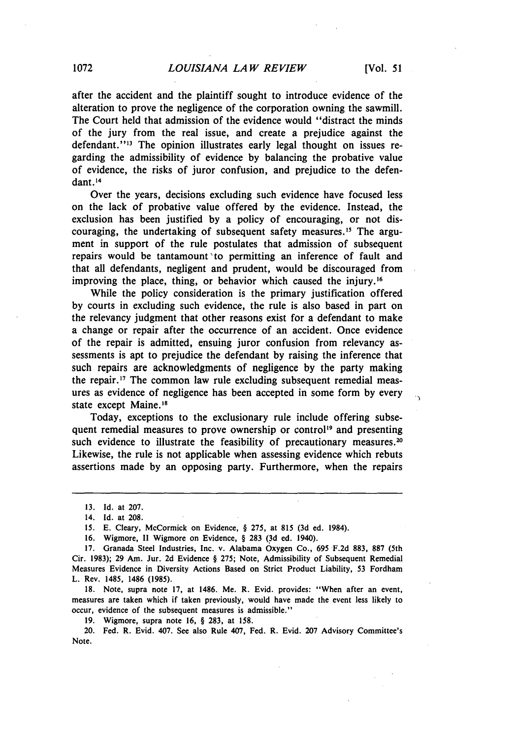after the accident and the plaintiff sought to introduce evidence of the alteration to prove the negligence of the corporation owning the sawmill. The Court held that admission of the evidence would "distract the minds of the jury from the real issue, and create a prejudice against the defendant."[13] The opinion illustrates early legal thought on issues regarding the admissibility of evidence by balancing the probative value of evidence, the risks of juror confusion, and prejudice to the defendant.[14]

Over the years, decisions excluding such evidence have focused less on the lack of probative value offered by the evidence. Instead, the exclusion has been justified by a policy of encouraging, or not discouraging, the undertaking of subsequent safety measures.[15] The argument in support of the rule postulates that admission of subsequent repairs would be tantamount to permitting an inference of fault and that all defendants, negligent and prudent, would be discouraged from improving the place, thing, or behavior which caused the injury.[16]

While the policy consideration is the primary justification offered by courts in excluding such evidence, the rule is also based in part on the relevancy judgment that other reasons exist for a defendant to make a change or repair after the occurrence of an accident. Once evidence of the repair is admitted, ensuing juror confusion from relevancy assessments is apt to prejudice the defendant by raising the inference that such repairs are acknowledgments of negligence by the party making the repair.[17] The common law rule excluding subsequent remedial measures as evidence of negligence has been accepted in some form by every state except Maine.[18]

Today, exceptions to the exclusionary rule include offering subsequent remedial measures to prove ownership or control[19] and presenting such evidence to illustrate the feasibility of precautionary measures.[20] Likewise, the rule is not applicable when assessing evidence which rebuts assertions made by an opposing party. Furthermore, when the repairs

---

13. Id. at 207.

14. Id. at 208.

15. E. Cleary, McCormick on Evidence, § 275, at 815 (3d ed. 1984).

16. Wigmore, II Wigmore on Evidence, § 283 (3d ed. 1940).

17. Granada Steel Industries, Inc. v. Alabama Oxygen Co., 695 F.2d 883, 887 (5th Cir. 1983); 29 Am. Jur. 2d Evidence § 275; Note, Admissibility of Subsequent Remedial Measures Evidence in Diversity Actions Based on Strict Product Liability, 53 Fordham L. Rev. 1485, 1486 (1985).

18. Note, supra note 17, at 1486. Me. R. Evid. provides: "When after an event, measures are taken which if taken previously, would have made the event less likely to occur, evidence of the subsequent measures is admissible."

19. Wigmore, supra note 16, § 283, at 158.

20. Fed. R. Evid. 407. See also Rule 407, Fed. R. Evid. 207 Advisory Committee's Note.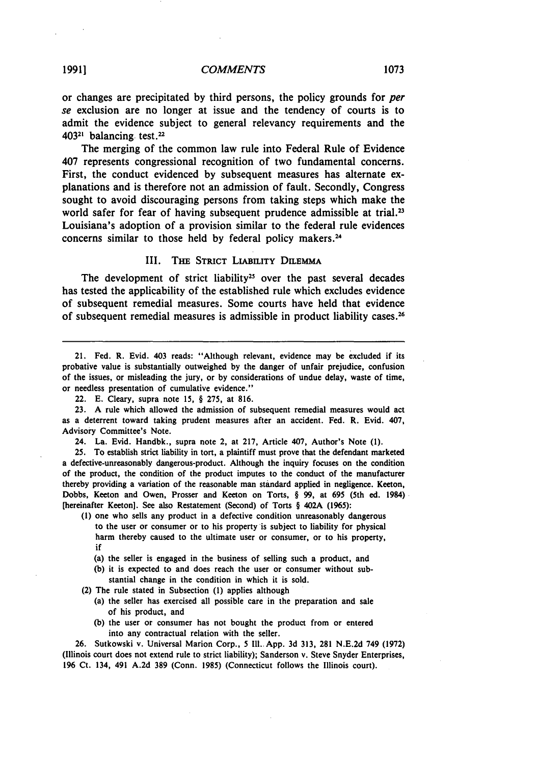or changes are precipitated by third persons, the policy grounds for *per se* exclusion are no longer at issue and the tendency of courts is to admit the evidence subject to general relevancy requirements and the 403[21] balancing test.[22]

The merging of the common law rule into Federal Rule of Evidence 407 represents congressional recognition of two fundamental concerns. First, the conduct evidenced by subsequent measures has alternate explanations and is therefore not an admission of fault. Secondly, Congress sought to avoid discouraging persons from taking steps which make the world safer for fear of having subsequent prudence admissible at trial.[23] Louisiana's adoption of a provision similar to the federal rule evidences concerns similar to those held by federal policy makers.[24]

## III. The Strict Liability Dilemma

The development of strict liability[25] over the past several decades has tested the applicability of the established rule which excludes evidence of subsequent remedial measures. Some courts have held that evidence of subsequent remedial measures is admissible in product liability cases.[26]

---

21. Fed. R. Evid. 403 reads: "Although relevant, evidence may be excluded if its probative value is substantially outweighed by the danger of unfair prejudice, confusion of the issues, or misleading the jury, or by considerations of undue delay, waste of time, or needless presentation of cumulative evidence."

22. E. Cleary, supra note 15, § 275, at 816.

23. A rule which allowed the admission of subsequent remedial measures would act as a deterrent toward taking prudent measures after an accident. Fed. R. Evid. 407, Advisory Committee's Note.

24. La. Evid. Handbk., supra note 2, at 217, Article 407, Author's Note (1).

25. To establish strict liability in tort, a plaintiff must prove that the defendant marketed a defective-unreasonably dangerous-product. Although the inquiry focuses on the condition of the product, the condition of the product imputes to the conduct of the manufacturer thereby providing a variation of the reasonable man standard applied in negligence. Keeton, Dobbs, Keeton and Owen, Prosser and Keeton on Torts, § 99, at 695 (5th ed. 1984) [hereinafter Keeton]. See also Restatement (Second) of Torts § 402A (1965):

(1) one who sells any product in a defective condition unreasonably dangerous to the user or consumer or to his property is subject to liability for physical harm thereby caused to the ultimate user or consumer, or to his property, if
  (a) the seller is engaged in the business of selling such a product, and
  (b) it is expected to and does reach the user or consumer without substantial change in the condition in which it is sold.
(2) The rule stated in Subsection (1) applies although
  (a) the seller has exercised all possible care in the preparation and sale of his product, and
  (b) the user or consumer has not bought the product from or entered into any contractual relation with the seller.

26. Sutkowski v. Universal Marion Corp., 5 Ill. App. 3d 313, 281 N.E.2d 749 (1972) (Illinois court does not extend rule to strict liability); Sanderson v. Steve Snyder Enterprises, 196 Ct. 134, 491 A.2d 389 (Conn. 1985) (Connecticut follows the Illinois court).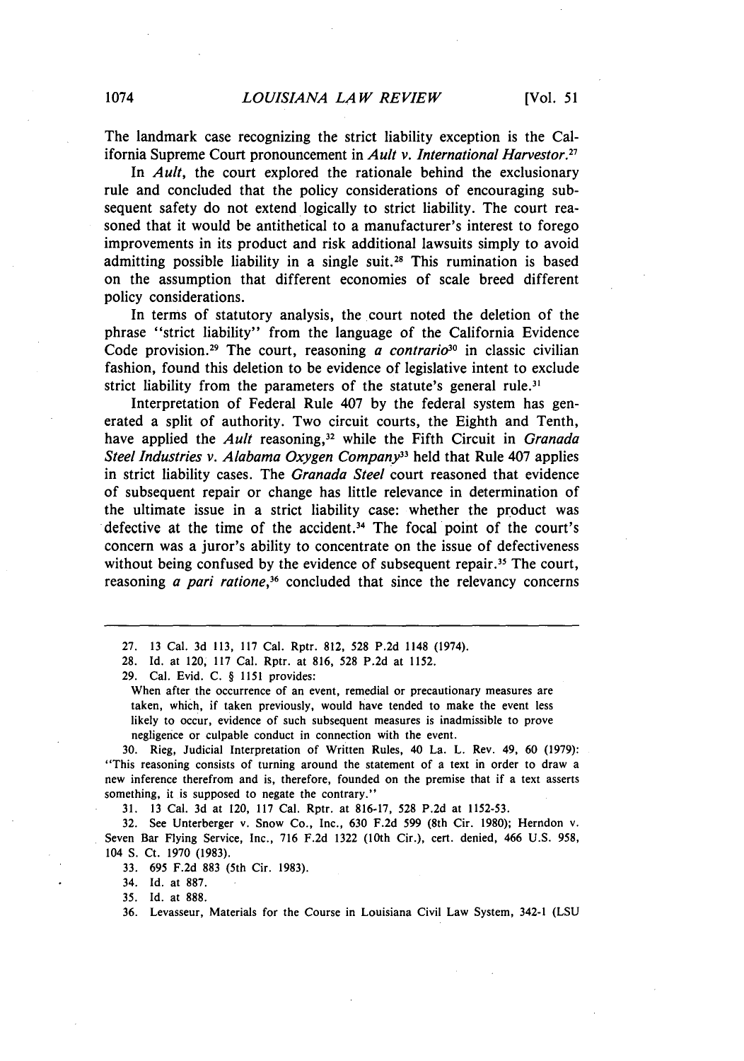The landmark case recognizing the strict liability exception is the California Supreme Court pronouncement in *Ault v. International Harvestor.*[27]

In *Ault*, the court explored the rationale behind the exclusionary rule and concluded that the policy considerations of encouraging subsequent safety do not extend logically to strict liability. The court reasoned that it would be antithetical to a manufacturer's interest to forego improvements in its product and risk additional lawsuits simply to avoid admitting possible liability in a single suit.[28] This rumination is based on the assumption that different economies of scale breed different policy considerations.

In terms of statutory analysis, the court noted the deletion of the phrase "strict liability" from the language of the California Evidence Code provision.[29] The court, reasoning *a contrario*[30] in classic civilian fashion, found this deletion to be evidence of legislative intent to exclude strict liability from the parameters of the statute's general rule.[31]

Interpretation of Federal Rule 407 by the federal system has generated a split of authority. Two circuit courts, the Eighth and Tenth, have applied the *Ault* reasoning,[32] while the Fifth Circuit in *Granada Steel Industries v. Alabama Oxygen Company*[33] held that Rule 407 applies in strict liability cases. The *Granada Steel* court reasoned that evidence of subsequent repair or change has little relevance in determination of the ultimate issue in a strict liability case: whether the product was defective at the time of the accident.[34] The focal point of the court's concern was a juror's ability to concentrate on the issue of defectiveness without being confused by the evidence of subsequent repair.[35] The court, reasoning *a pari ratione*,[36] concluded that since the relevancy concerns

---

27. 13 Cal. 3d 113, 117 Cal. Rptr. 812, 528 P.2d 1148 (1974).

28. Id. at 120, 117 Cal. Rptr. at 816, 528 P.2d at 1152.

29. Cal. Evid. C. § 1151 provides:

When after the occurrence of an event, remedial or precautionary measures are taken, which, if taken previously, would have tended to make the event less likely to occur, evidence of such subsequent measures is inadmissible to prove negligence or culpable conduct in connection with the event.

30. Rieg, Judicial Interpretation of Written Rules, 40 La. L. Rev. 49, 60 (1979): "This reasoning consists of turning around the statement of a text in order to draw a new inference therefrom and is, therefore, founded on the premise that if a text asserts something, it is supposed to negate the contrary."

31. 13 Cal. 3d at 120, 117 Cal. Rptr. at 816-17, 528 P.2d at 1152-53.

32. See Unterberger v. Snow Co., Inc., 630 F.2d 599 (8th Cir. 1980); Herndon v. Seven Bar Flying Service, Inc., 716 F.2d 1322 (10th Cir.), cert. denied, 466 U.S. 958, 104 S. Ct. 1970 (1983).

33. 695 F.2d 883 (5th Cir. 1983).

34. Id. at 887.

35. Id. at 888.

36. Levasseur, Materials for the Course in Louisiana Civil Law System, 342-1 (LSU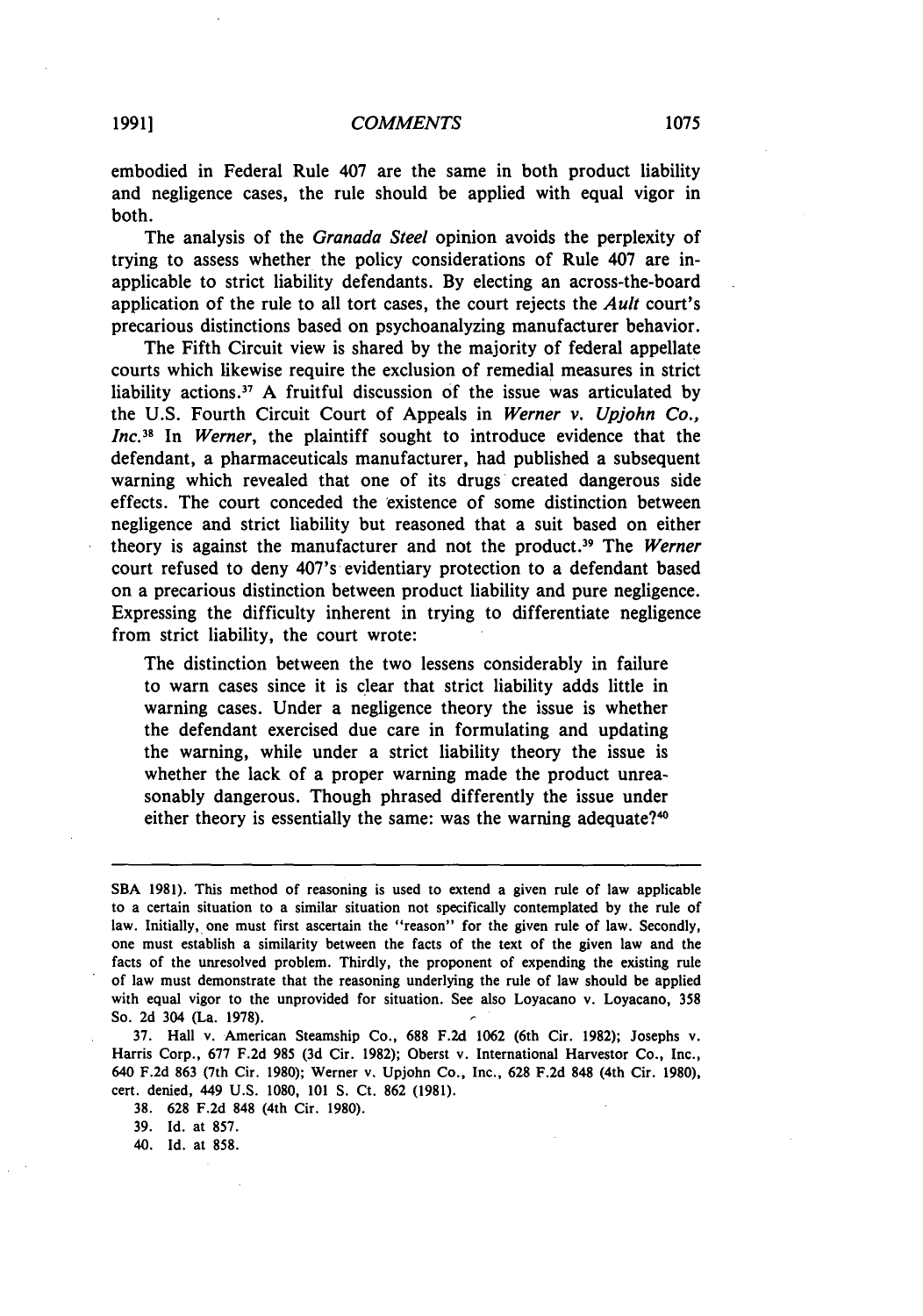embodied in Federal Rule 407 are the same in both product liability and negligence cases, the rule should be applied with equal vigor in both.

The analysis of the *Granada Steel* opinion avoids the perplexity of trying to assess whether the policy considerations of Rule 407 are inapplicable to strict liability defendants. By electing an across-the-board application of the rule to all tort cases, the court rejects the *Ault* court's precarious distinctions based on psychoanalyzing manufacturer behavior.

The Fifth Circuit view is shared by the majority of federal appellate courts which likewise require the exclusion of remedial measures in strict liability actions.[37] A fruitful discussion of the issue was articulated by the U.S. Fourth Circuit Court of Appeals in *Werner v. Upjohn Co., Inc.*[38] In *Werner*, the plaintiff sought to introduce evidence that the defendant, a pharmaceuticals manufacturer, had published a subsequent warning which revealed that one of its drugs created dangerous side effects. The court conceded the existence of some distinction between negligence and strict liability but reasoned that a suit based on either theory is against the manufacturer and not the product.[39] The *Werner* court refused to deny 407's evidentiary protection to a defendant based on a precarious distinction between product liability and pure negligence. Expressing the difficulty inherent in trying to differentiate negligence from strict liability, the court wrote:

> The distinction between the two lessens considerably in failure to warn cases since it is clear that strict liability adds little in warning cases. Under a negligence theory the issue is whether the defendant exercised due care in formulating and updating the warning, while under a strict liability theory the issue is whether the lack of a proper warning made the product unreasonably dangerous. Though phrased differently the issue under either theory is essentially the same: was the warning adequate?[40]

---

SBA 1981). This method of reasoning is used to extend a given rule of law applicable to a certain situation to a similar situation not specifically contemplated by the rule of law. Initially, one must first ascertain the "reason" for the given rule of law. Secondly, one must establish a similarity between the facts of the text of the given law and the facts of the unresolved problem. Thirdly, the proponent of expending the existing rule of law must demonstrate that the reasoning underlying the rule of law should be applied with equal vigor to the unprovided for situation. See also Loyacano v. Loyacano, 358 So. 2d 304 (La. 1978).

37. Hall v. American Steamship Co., 688 F.2d 1062 (6th Cir. 1982); Josephs v. Harris Corp., 677 F.2d 985 (3d Cir. 1982); Oberst v. International Harvestor Co., Inc., 640 F.2d 863 (7th Cir. 1980); Werner v. Upjohn Co., Inc., 628 F.2d 848 (4th Cir. 1980), cert. denied, 449 U.S. 1080, 101 S. Ct. 862 (1981).

38. 628 F.2d 848 (4th Cir. 1980).

39. Id. at 857.

40. Id. at 858.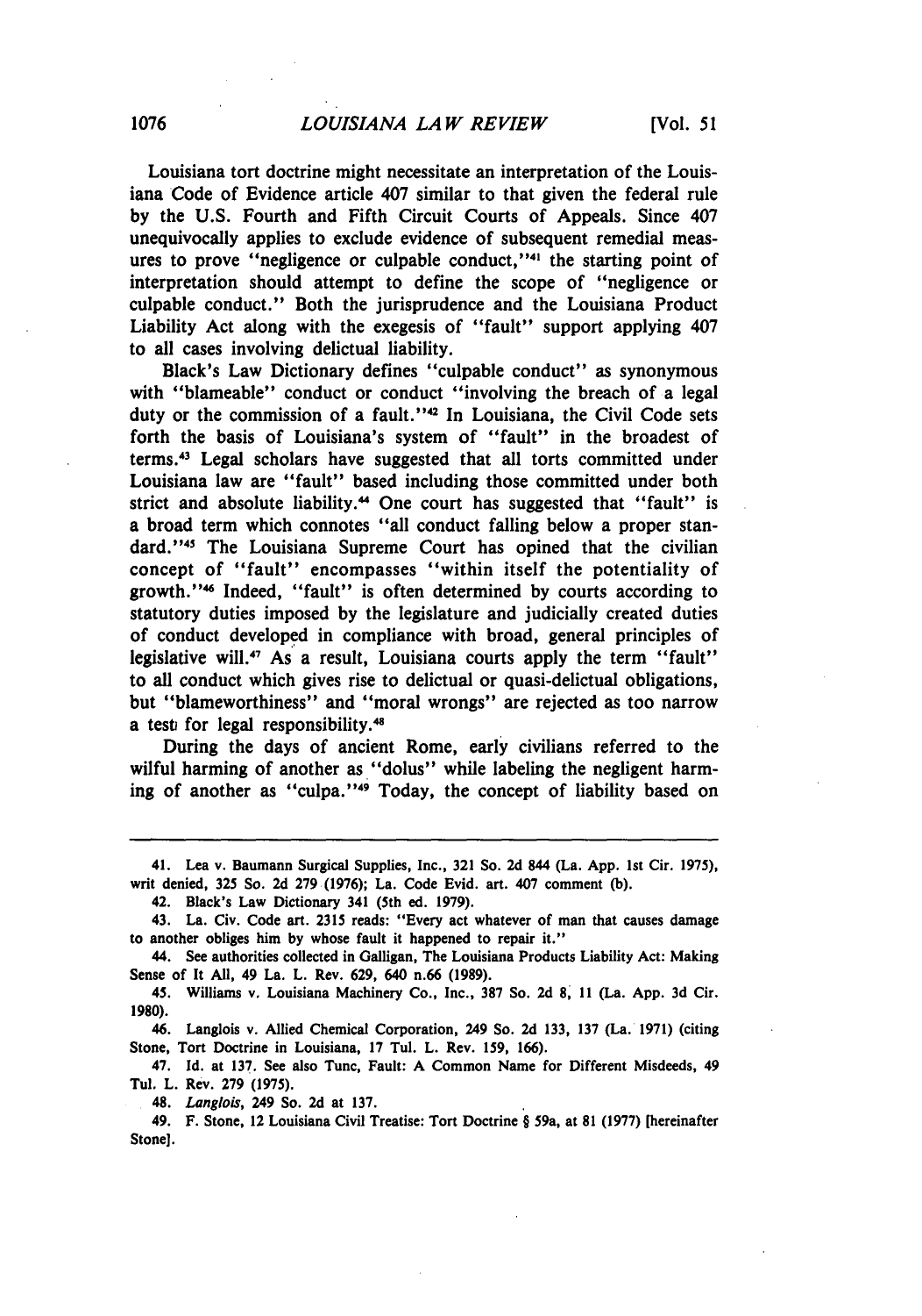Louisiana tort doctrine might necessitate an interpretation of the Louisiana Code of Evidence article 407 similar to that given the federal rule by the U.S. Fourth and Fifth Circuit Courts of Appeals. Since 407 unequivocally applies to exclude evidence of subsequent remedial measures to prove "negligence or culpable conduct,"[41] the starting point of interpretation should attempt to define the scope of "negligence or culpable conduct." Both the jurisprudence and the Louisiana Product Liability Act along with the exegesis of "fault" support applying 407 to all cases involving delictual liability.

Black's Law Dictionary defines "culpable conduct" as synonymous with "blameable" conduct or conduct "involving the breach of a legal duty or the commission of a fault."[42] In Louisiana, the Civil Code sets forth the basis of Louisiana's system of "fault" in the broadest of terms.[43] Legal scholars have suggested that all torts committed under Louisiana law are "fault" based including those committed under both strict and absolute liability.[44] One court has suggested that "fault" is a broad term which connotes "all conduct falling below a proper standard."[45] The Louisiana Supreme Court has opined that the civilian concept of "fault" encompasses "within itself the potentiality of growth."[46] Indeed, "fault" is often determined by courts according to statutory duties imposed by the legislature and judicially created duties of conduct developed in compliance with broad, general principles of legislative will.[47] As a result, Louisiana courts apply the term "fault" to all conduct which gives rise to delictual or quasi-delictual obligations, but "blameworthiness" and "moral wrongs" are rejected as too narrow a test for legal responsibility.[48]

During the days of ancient Rome, early civilians referred to the wilful harming of another as "dolus" while labeling the negligent harming of another as "culpa."[49] Today, the concept of liability based on

---

41. Lea v. Baumann Surgical Supplies, Inc., 321 So. 2d 844 (La. App. 1st Cir. 1975), writ denied, 325 So. 2d 279 (1976); La. Code Evid. art. 407 comment (b).

42. Black's Law Dictionary 341 (5th ed. 1979).

43. La. Civ. Code art. 2315 reads: "Every act whatever of man that causes damage to another obliges him by whose fault it happened to repair it."

44. See authorities collected in Galligan, The Louisiana Products Liability Act: Making Sense of It All, 49 La. L. Rev. 629, 640 n.66 (1989).

45. Williams v. Louisiana Machinery Co., Inc., 387 So. 2d 8, 11 (La. App. 3d Cir. 1980).

46. Langlois v. Allied Chemical Corporation, 249 So. 2d 133, 137 (La. 1971) (citing Stone, Tort Doctrine in Louisiana, 17 Tul. L. Rev. 159, 166).

47. Id. at 137. See also Tunc, Fault: A Common Name for Different Misdeeds, 49 Tul. L. Rev. 279 (1975).

48. *Langlois*, 249 So. 2d at 137.

49. F. Stone, 12 Louisiana Civil Treatise: Tort Doctrine § 59a, at 81 (1977) [hereinafter Stone].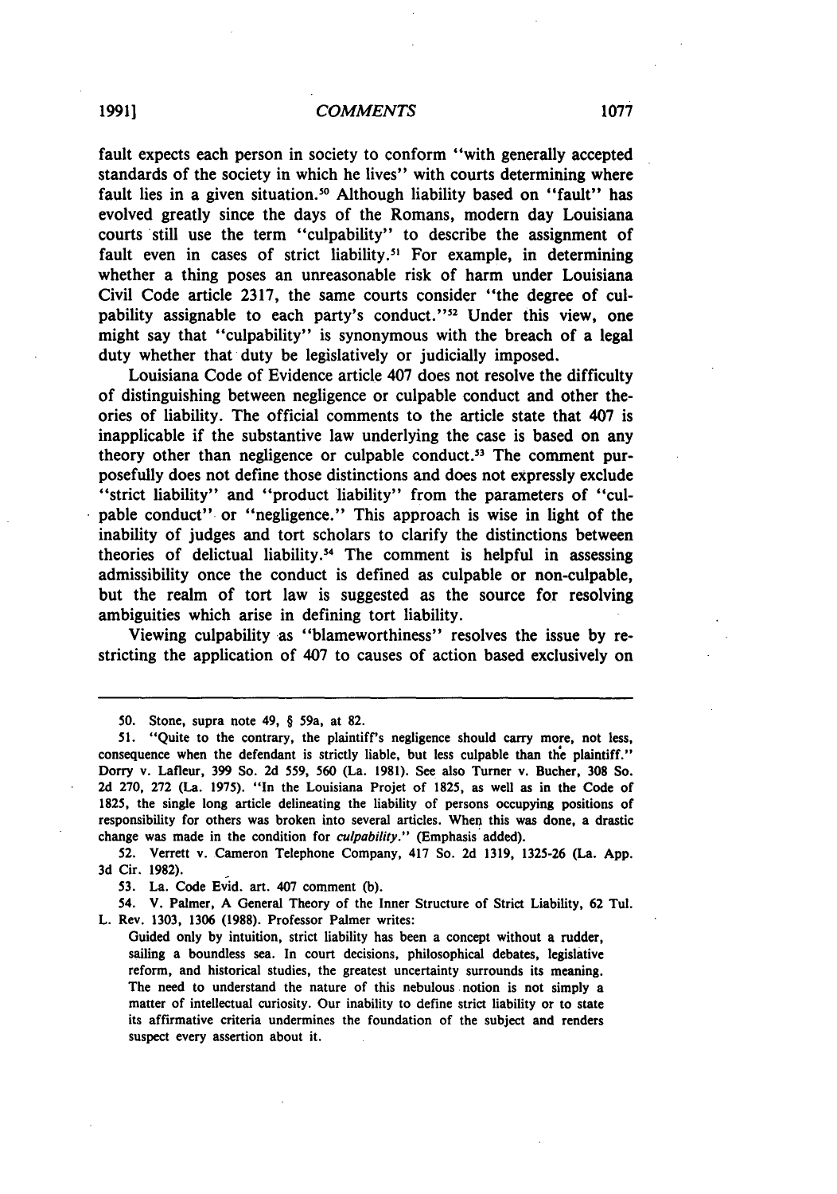fault expects each person in society to conform "with generally accepted standards of the society in which he lives" with courts determining where fault lies in a given situation.[50] Although liability based on "fault" has evolved greatly since the days of the Romans, modern day Louisiana courts still use the term "culpability" to describe the assignment of fault even in cases of strict liability.[51] For example, in determining whether a thing poses an unreasonable risk of harm under Louisiana Civil Code article 2317, the same courts consider "the degree of culpability assignable to each party's conduct."[52] Under this view, one might say that "culpability" is synonymous with the breach of a legal duty whether that duty be legislatively or judicially imposed.

Louisiana Code of Evidence article 407 does not resolve the difficulty of distinguishing between negligence or culpable conduct and other theories of liability. The official comments to the article state that 407 is inapplicable if the substantive law underlying the case is based on any theory other than negligence or culpable conduct.[53] The comment purposefully does not define those distinctions and does not expressly exclude "strict liability" and "product liability" from the parameters of "culpable conduct" or "negligence." This approach is wise in light of the inability of judges and tort scholars to clarify the distinctions between theories of delictual liability.[54] The comment is helpful in assessing admissibility once the conduct is defined as culpable or non-culpable, but the realm of tort law is suggested as the source for resolving ambiguities which arise in defining tort liability.

Viewing culpability as "blameworthiness" resolves the issue by restricting the application of 407 to causes of action based exclusively on

---

50. Stone, supra note 49, § 59a, at 82.

51. "Quite to the contrary, the plaintiff's negligence should carry more, not less, consequence when the defendant is strictly liable, but less culpable than the plaintiff." Dorry v. Lafleur, 399 So. 2d 559, 560 (La. 1981). See also Turner v. Bucher, 308 So. 2d 270, 272 (La. 1975). "In the Louisiana Projet of 1825, as well as in the Code of 1825, the single long article delineating the liability of persons occupying positions of responsibility for others was broken into several articles. When this was done, a drastic change was made in the condition for *culpability*." (Emphasis added).

52. Verrett v. Cameron Telephone Company, 417 So. 2d 1319, 1325-26 (La. App. 3d Cir. 1982).

53. La. Code Evid. art. 407 comment (b).

54. V. Palmer, A General Theory of the Inner Structure of Strict Liability, 62 Tul. L. Rev. 1303, 1306 (1988). Professor Palmer writes:

> Guided only by intuition, strict liability has been a concept without a rudder, sailing a boundless sea. In court decisions, philosophical debates, legislative reform, and historical studies, the greatest uncertainty surrounds its meaning. The need to understand the nature of this nebulous notion is not simply a matter of intellectual curiosity. Our inability to define strict liability or to state its affirmative criteria undermines the foundation of the subject and renders suspect every assertion about it.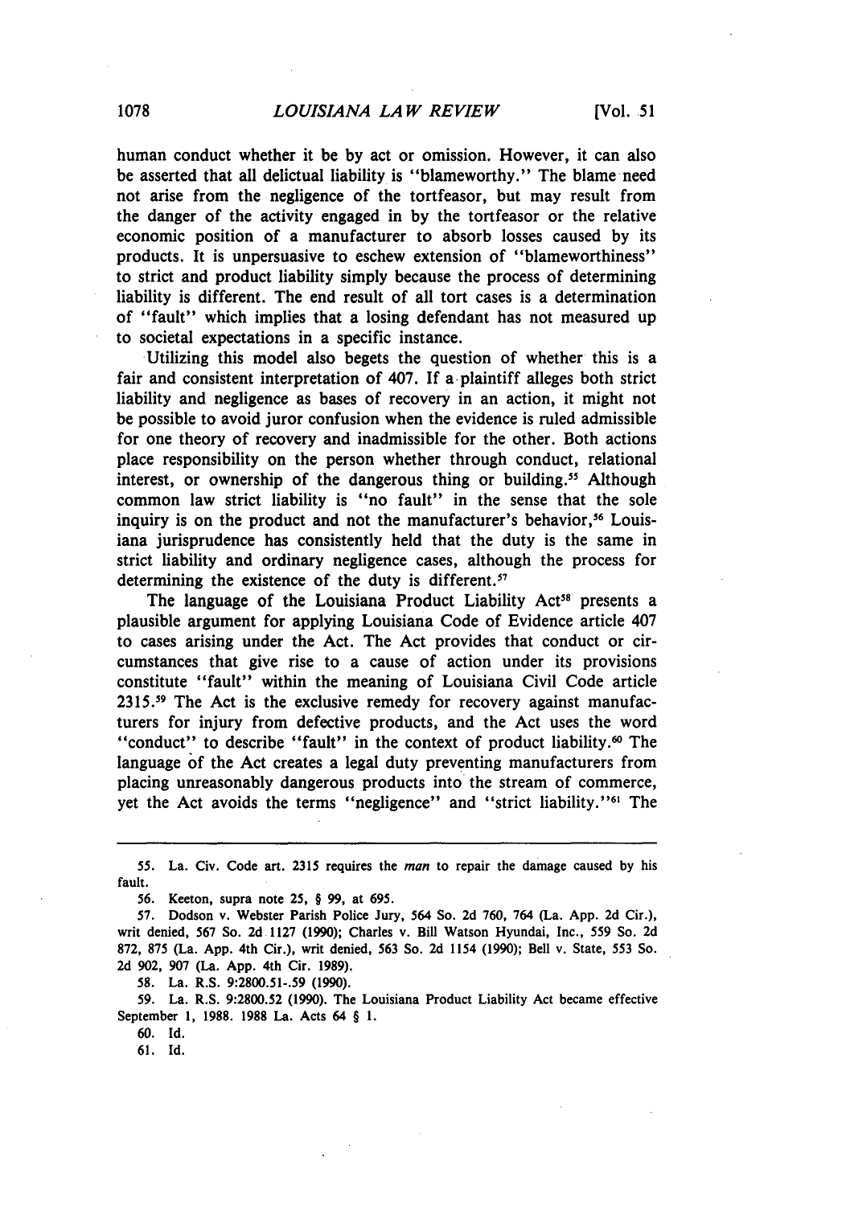human conduct whether it be by act or omission. However, it can also be asserted that all delictual liability is "blameworthy." The blame need not arise from the negligence of the tortfeasor, but may result from the danger of the activity engaged in by the tortfeasor or the relative economic position of a manufacturer to absorb losses caused by its products. It is unpersuasive to eschew extension of "blameworthiness" to strict and product liability simply because the process of determining liability is different. The end result of all tort cases is a determination of "fault" which implies that a losing defendant has not measured up to societal expectations in a specific instance.

Utilizing this model also begets the question of whether this is a fair and consistent interpretation of 407. If a plaintiff alleges both strict liability and negligence as bases of recovery in an action, it might not be possible to avoid juror confusion when the evidence is ruled admissible for one theory of recovery and inadmissible for the other. Both actions place responsibility on the person whether through conduct, relational interest, or ownership of the dangerous thing or building.[55] Although common law strict liability is "no fault" in the sense that the sole inquiry is on the product and not the manufacturer's behavior,[56] Louisiana jurisprudence has consistently held that the duty is the same in strict liability and ordinary negligence cases, although the process for determining the existence of the duty is different.[57]

The language of the Louisiana Product Liability Act[58] presents a plausible argument for applying Louisiana Code of Evidence article 407 to cases arising under the Act. The Act provides that conduct or circumstances that give rise to a cause of action under its provisions constitute "fault" within the meaning of Louisiana Civil Code article 2315.[59] The Act is the exclusive remedy for recovery against manufacturers for injury from defective products, and the Act uses the word "conduct" to describe "fault" in the context of product liability.[60] The language of the Act creates a legal duty preventing manufacturers from placing unreasonably dangerous products into the stream of commerce, yet the Act avoids the terms "negligence" and "strict liability."[61] The

---

55. La. Civ. Code art. 2315 requires the *man* to repair the damage caused by his fault.

56. Keeton, supra note 25, § 99, at 695.

57. Dodson v. Webster Parish Police Jury, 564 So. 2d 760, 764 (La. App. 2d Cir.), writ denied, 567 So. 2d 1127 (1990); Charles v. Bill Watson Hyundai, Inc., 559 So. 2d 872, 875 (La. App. 4th Cir.), writ denied, 563 So. 2d 1154 (1990); Bell v. State, 553 So. 2d 902, 907 (La. App. 4th Cir. 1989).

58. La. R.S. 9:2800.51-.59 (1990).

59. La. R.S. 9:2800.52 (1990). The Louisiana Product Liability Act became effective September 1, 1988. 1988 La. Acts 64 § 1.

60. Id.

61. Id.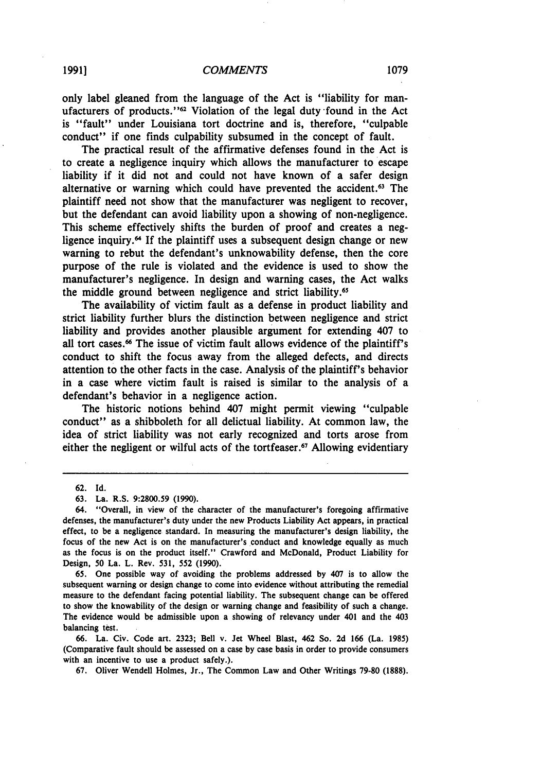only label gleaned from the language of the Act is "liability for manufacturers of products."[62] Violation of the legal duty found in the Act is "fault" under Louisiana tort doctrine and is, therefore, "culpable conduct" if one finds culpability subsumed in the concept of fault.

The practical result of the affirmative defenses found in the Act is to create a negligence inquiry which allows the manufacturer to escape liability if it did not and could not have known of a safer design alternative or warning which could have prevented the accident.[63] The plaintiff need not show that the manufacturer was negligent to recover, but the defendant can avoid liability upon a showing of non-negligence. This scheme effectively shifts the burden of proof and creates a negligence inquiry.[64] If the plaintiff uses a subsequent design change or new warning to rebut the defendant's unknowability defense, then the core purpose of the rule is violated and the evidence is used to show the manufacturer's negligence. In design and warning cases, the Act walks the middle ground between negligence and strict liability.[65]

The availability of victim fault as a defense in product liability and strict liability further blurs the distinction between negligence and strict liability and provides another plausible argument for extending 407 to all tort cases.[66] The issue of victim fault allows evidence of the plaintiff's conduct to shift the focus away from the alleged defects, and directs attention to the other facts in the case. Analysis of the plaintiff's behavior in a case where victim fault is raised is similar to the analysis of a defendant's behavior in a negligence action.

The historic notions behind 407 might permit viewing "culpable conduct" as a shibboleth for all delictual liability. At common law, the idea of strict liability was not early recognized and torts arose from either the negligent or wilful acts of the tortfeaser.[67] Allowing evidentiary

---

62. Id.

63. La. R.S. 9:2800.59 (1990).

64. "Overall, in view of the character of the manufacturer's foregoing affirmative defenses, the manufacturer's duty under the new Products Liability Act appears, in practical effect, to be a negligence standard. In measuring the manufacturer's design liability, the focus of the new Act is on the manufacturer's conduct and knowledge equally as much as the focus is on the product itself." Crawford and McDonald, Product Liability for Design, 50 La. L. Rev. 531, 552 (1990).

65. One possible way of avoiding the problems addressed by 407 is to allow the subsequent warning or design change to come into evidence without attributing the remedial measure to the defendant facing potential liability. The subsequent change can be offered to show the knowability of the design or warning change and feasibility of such a change. The evidence would be admissible upon a showing of relevancy under 401 and the 403 balancing test.

66. La. Civ. Code art. 2323; Bell v. Jet Wheel Blast, 462 So. 2d 166 (La. 1985) (Comparative fault should be assessed on a case by case basis in order to provide consumers with an incentive to use a product safely.).

67. Oliver Wendell Holmes, Jr., The Common Law and Other Writings 79-80 (1888).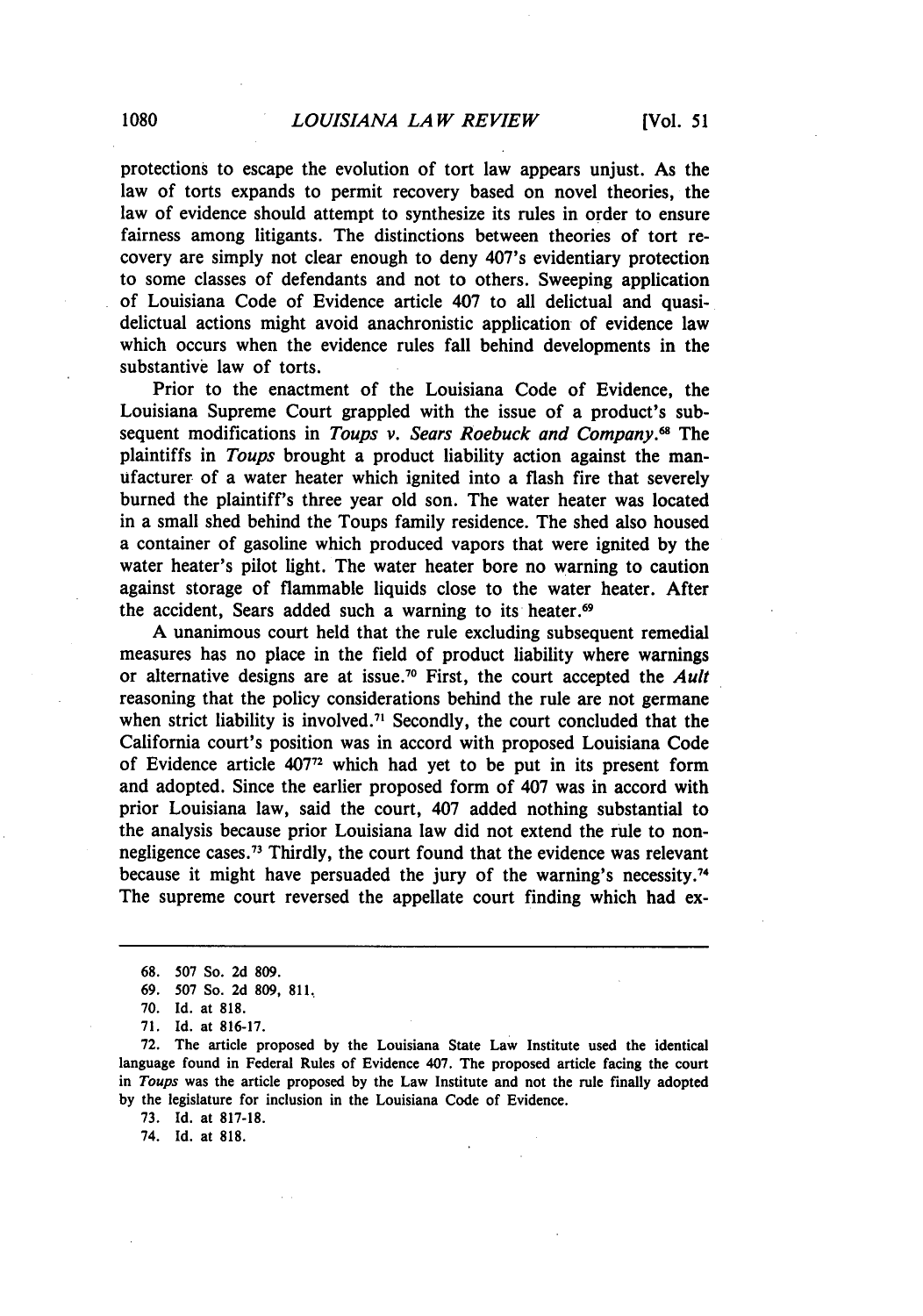protections to escape the evolution of tort law appears unjust. As the law of torts expands to permit recovery based on novel theories, the law of evidence should attempt to synthesize its rules in order to ensure fairness among litigants. The distinctions between theories of tort recovery are simply not clear enough to deny 407's evidentiary protection to some classes of defendants and not to others. Sweeping application of Louisiana Code of Evidence article 407 to all delictual and quasi-delictual actions might avoid anachronistic application of evidence law which occurs when the evidence rules fall behind developments in the substantive law of torts.

Prior to the enactment of the Louisiana Code of Evidence, the Louisiana Supreme Court grappled with the issue of a product's subsequent modifications in *Toups v. Sears Roebuck and Company*.[68] The plaintiffs in *Toups* brought a product liability action against the manufacturer of a water heater which ignited into a flash fire that severely burned the plaintiff's three year old son. The water heater was located in a small shed behind the Toups family residence. The shed also housed a container of gasoline which produced vapors that were ignited by the water heater's pilot light. The water heater bore no warning to caution against storage of flammable liquids close to the water heater. After the accident, Sears added such a warning to its heater.[69]

A unanimous court held that the rule excluding subsequent remedial measures has no place in the field of product liability where warnings or alternative designs are at issue.[70] First, the court accepted the *Ault* reasoning that the policy considerations behind the rule are not germane when strict liability is involved.[71] Secondly, the court concluded that the California court's position was in accord with proposed Louisiana Code of Evidence article 407[72] which had yet to be put in its present form and adopted. Since the earlier proposed form of 407 was in accord with prior Louisiana law, said the court, 407 added nothing substantial to the analysis because prior Louisiana law did not extend the rule to non-negligence cases.[73] Thirdly, the court found that the evidence was relevant because it might have persuaded the jury of the warning's necessity.[74] The supreme court reversed the appellate court finding which had ex-

---

68. 507 So. 2d 809.

69. 507 So. 2d 809, 811.

70. Id. at 818.

71. Id. at 816-17.

72. The article proposed by the Louisiana State Law Institute used the identical language found in Federal Rules of Evidence 407. The proposed article facing the court in *Toups* was the article proposed by the Law Institute and not the rule finally adopted by the legislature for inclusion in the Louisiana Code of Evidence.

73. Id. at 817-18.

74. Id. at 818.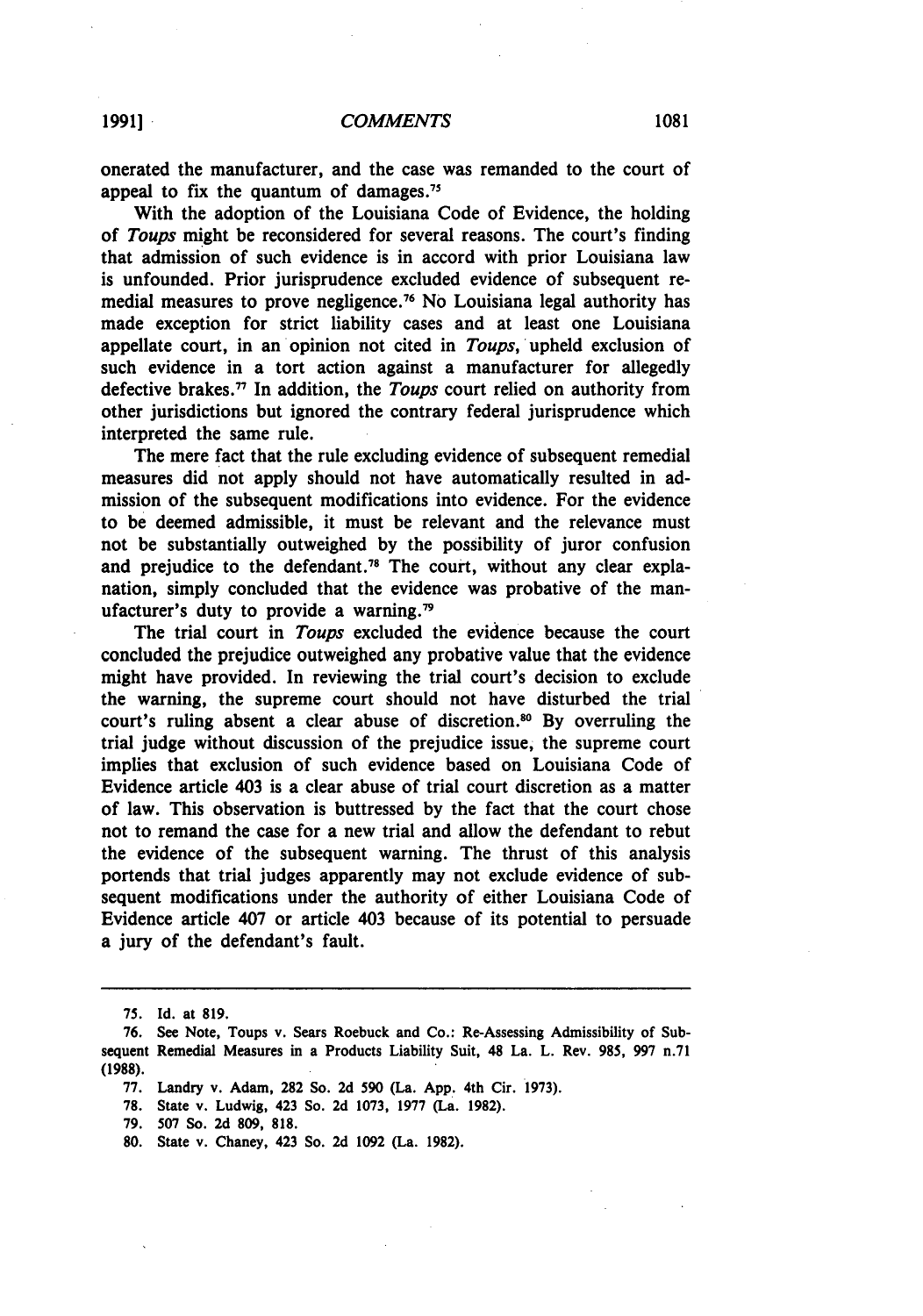onerated the manufacturer, and the case was remanded to the court of appeal to fix the quantum of damages.[75]

With the adoption of the Louisiana Code of Evidence, the holding of *Toups* might be reconsidered for several reasons. The court's finding that admission of such evidence is in accord with prior Louisiana law is unfounded. Prior jurisprudence excluded evidence of subsequent remedial measures to prove negligence.[76] No Louisiana legal authority has made exception for strict liability cases and at least one Louisiana appellate court, in an opinion not cited in *Toups*, upheld exclusion of such evidence in a tort action against a manufacturer for allegedly defective brakes.[77] In addition, the *Toups* court relied on authority from other jurisdictions but ignored the contrary federal jurisprudence which interpreted the same rule.

The mere fact that the rule excluding evidence of subsequent remedial measures did not apply should not have automatically resulted in admission of the subsequent modifications into evidence. For the evidence to be deemed admissible, it must be relevant and the relevance must not be substantially outweighed by the possibility of juror confusion and prejudice to the defendant.[78] The court, without any clear explanation, simply concluded that the evidence was probative of the manufacturer's duty to provide a warning.[79]

The trial court in *Toups* excluded the evidence because the court concluded the prejudice outweighed any probative value that the evidence might have provided. In reviewing the trial court's decision to exclude the warning, the supreme court should not have disturbed the trial court's ruling absent a clear abuse of discretion.[80] By overruling the trial judge without discussion of the prejudice issue, the supreme court implies that exclusion of such evidence based on Louisiana Code of Evidence article 403 is a clear abuse of trial court discretion as a matter of law. This observation is buttressed by the fact that the court chose not to remand the case for a new trial and allow the defendant to rebut the evidence of the subsequent warning. The thrust of this analysis portends that trial judges apparently may not exclude evidence of subsequent modifications under the authority of either Louisiana Code of Evidence article 407 or article 403 because of its potential to persuade a jury of the defendant's fault.

---

75. Id. at 819.

76. See Note, Toups v. Sears Roebuck and Co.: Re-Assessing Admissibility of Subsequent Remedial Measures in a Products Liability Suit, 48 La. L. Rev. 985, 997 n.71 (1988).

77. Landry v. Adam, 282 So. 2d 590 (La. App. 4th Cir. 1973).

78. State v. Ludwig, 423 So. 2d 1073, 1977 (La. 1982).

79. 507 So. 2d 809, 818.

80. State v. Chaney, 423 So. 2d 1092 (La. 1982).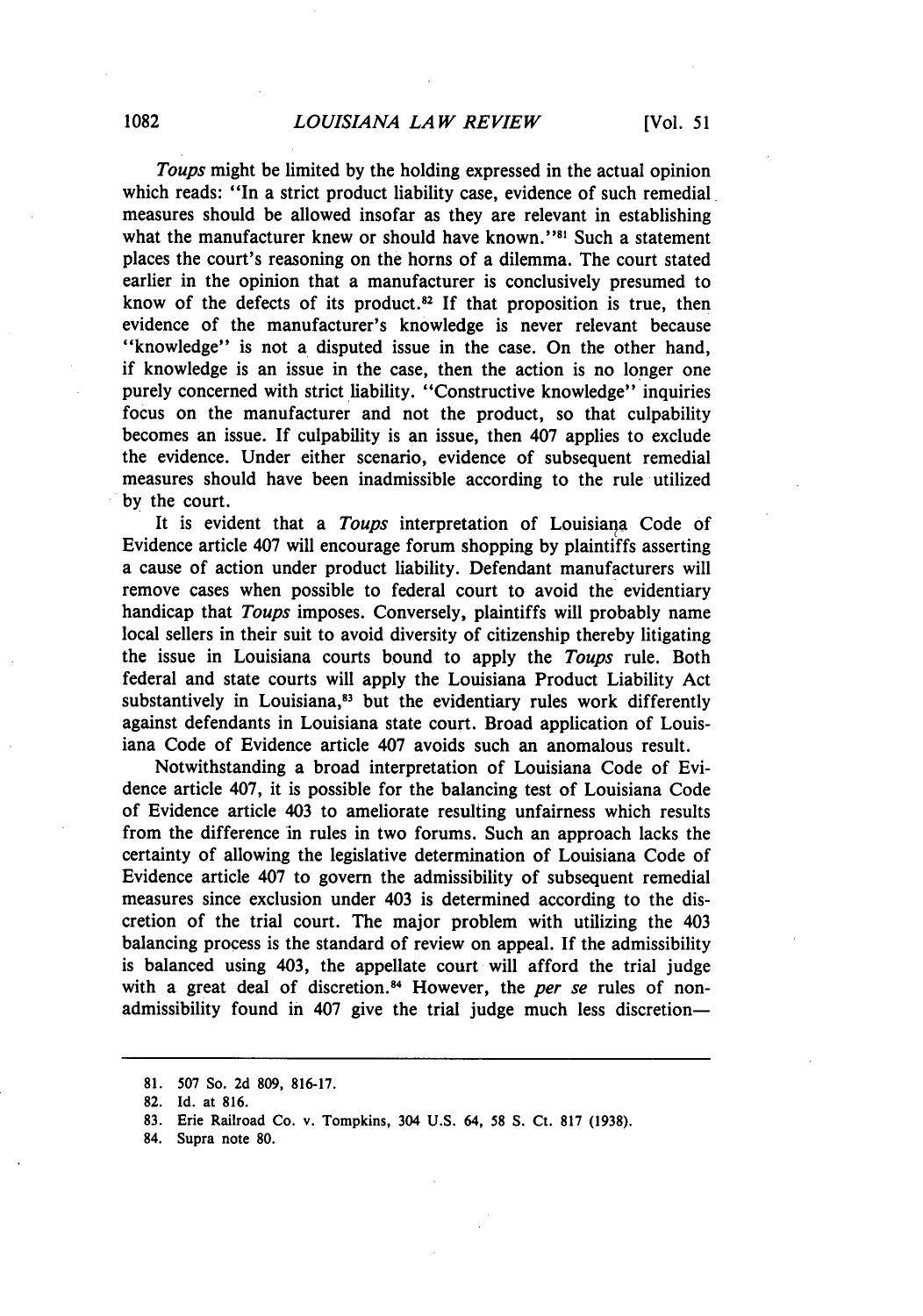*Toups* might be limited by the holding expressed in the actual opinion which reads: "In a strict product liability case, evidence of such remedial measures should be allowed insofar as they are relevant in establishing what the manufacturer knew or should have known."[81] Such a statement places the court's reasoning on the horns of a dilemma. The court stated earlier in the opinion that a manufacturer is conclusively presumed to know of the defects of its product.[82] If that proposition is true, then evidence of the manufacturer's knowledge is never relevant because "knowledge" is not a disputed issue in the case. On the other hand, if knowledge is an issue in the case, then the action is no longer one purely concerned with strict liability. "Constructive knowledge" inquiries focus on the manufacturer and not the product, so that culpability becomes an issue. If culpability is an issue, then 407 applies to exclude the evidence. Under either scenario, evidence of subsequent remedial measures should have been inadmissible according to the rule utilized by the court.

It is evident that a *Toups* interpretation of Louisiana Code of Evidence article 407 will encourage forum shopping by plaintiffs asserting a cause of action under product liability. Defendant manufacturers will remove cases when possible to federal court to avoid the evidentiary handicap that *Toups* imposes. Conversely, plaintiffs will probably name local sellers in their suit to avoid diversity of citizenship thereby litigating the issue in Louisiana courts bound to apply the *Toups* rule. Both federal and state courts will apply the Louisiana Product Liability Act substantively in Louisiana,[83] but the evidentiary rules work differently against defendants in Louisiana state court. Broad application of Louisiana Code of Evidence article 407 avoids such an anomalous result.

Notwithstanding a broad interpretation of Louisiana Code of Evidence article 407, it is possible for the balancing test of Louisiana Code of Evidence article 403 to ameliorate resulting unfairness which results from the difference in rules in two forums. Such an approach lacks the certainty of allowing the legislative determination of Louisiana Code of Evidence article 407 to govern the admissibility of subsequent remedial measures since exclusion under 403 is determined according to the discretion of the trial court. The major problem with utilizing the 403 balancing process is the standard of review on appeal. If the admissibility is balanced using 403, the appellate court will afford the trial judge with a great deal of discretion.[84] However, the *per se* rules of non-admissibility found in 407 give the trial judge much less discretion—

81. 507 So. 2d 809, 816-17.

82. Id. at 816.

83. Erie Railroad Co. v. Tompkins, 304 U.S. 64, 58 S. Ct. 817 (1938).

84. Supra note 80.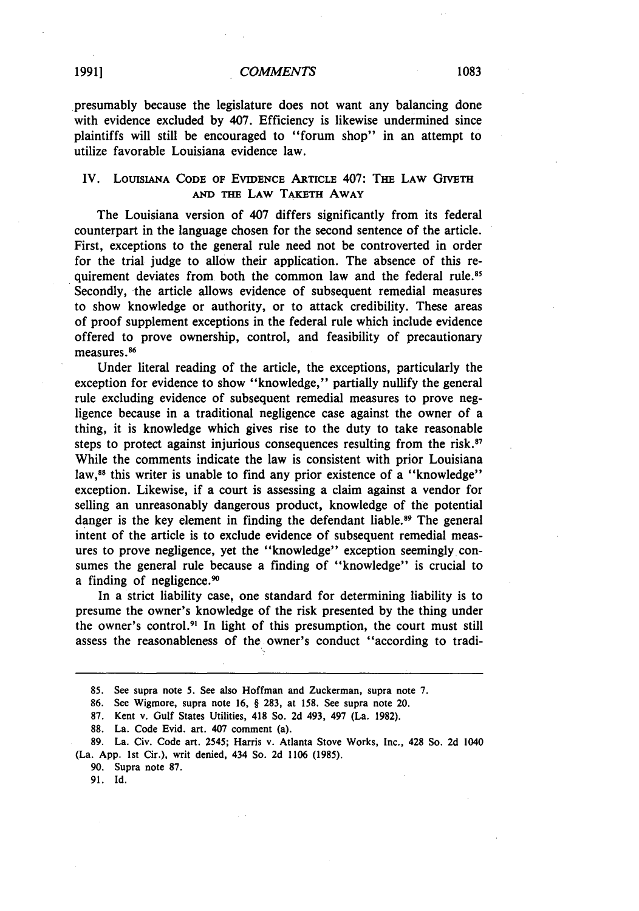presumably because the legislature does not want any balancing done with evidence excluded by 407. Efficiency is likewise undermined since plaintiffs will still be encouraged to "forum shop" in an attempt to utilize favorable Louisiana evidence law.

## IV. Louisiana Code of Evidence Article 407: The Law Giveth and the Law Taketh Away

The Louisiana version of 407 differs significantly from its federal counterpart in the language chosen for the second sentence of the article. First, exceptions to the general rule need not be controverted in order for the trial judge to allow their application. The absence of this requirement deviates from both the common law and the federal rule.[85] Secondly, the article allows evidence of subsequent remedial measures to show knowledge or authority, or to attack credibility. These areas of proof supplement exceptions in the federal rule which include evidence offered to prove ownership, control, and feasibility of precautionary measures.[86]

Under literal reading of the article, the exceptions, particularly the exception for evidence to show "knowledge," partially nullify the general rule excluding evidence of subsequent remedial measures to prove negligence because in a traditional negligence case against the owner of a thing, it is knowledge which gives rise to the duty to take reasonable steps to protect against injurious consequences resulting from the risk.[87] While the comments indicate the law is consistent with prior Louisiana law,[88] this writer is unable to find any prior existence of a "knowledge" exception. Likewise, if a court is assessing a claim against a vendor for selling an unreasonably dangerous product, knowledge of the potential danger is the key element in finding the defendant liable.[89] The general intent of the article is to exclude evidence of subsequent remedial measures to prove negligence, yet the "knowledge" exception seemingly consumes the general rule because a finding of "knowledge" is crucial to a finding of negligence.[90]

In a strict liability case, one standard for determining liability is to presume the owner's knowledge of the risk presented by the thing under the owner's control.[91] In light of this presumption, the court must still assess the reasonableness of the owner's conduct "according to tradi-

---

85. See supra note 5. See also Hoffman and Zuckerman, supra note 7.

86. See Wigmore, supra note 16, § 283, at 158. See supra note 20.

87. Kent v. Gulf States Utilities, 418 So. 2d 493, 497 (La. 1982).

88. La. Code Evid. art. 407 comment (a).

89. La. Civ. Code art. 2545; Harris v. Atlanta Stove Works, Inc., 428 So. 2d 1040 (La. App. 1st Cir.), writ denied, 434 So. 2d 1106 (1985).

90. Supra note 87.

91. Id.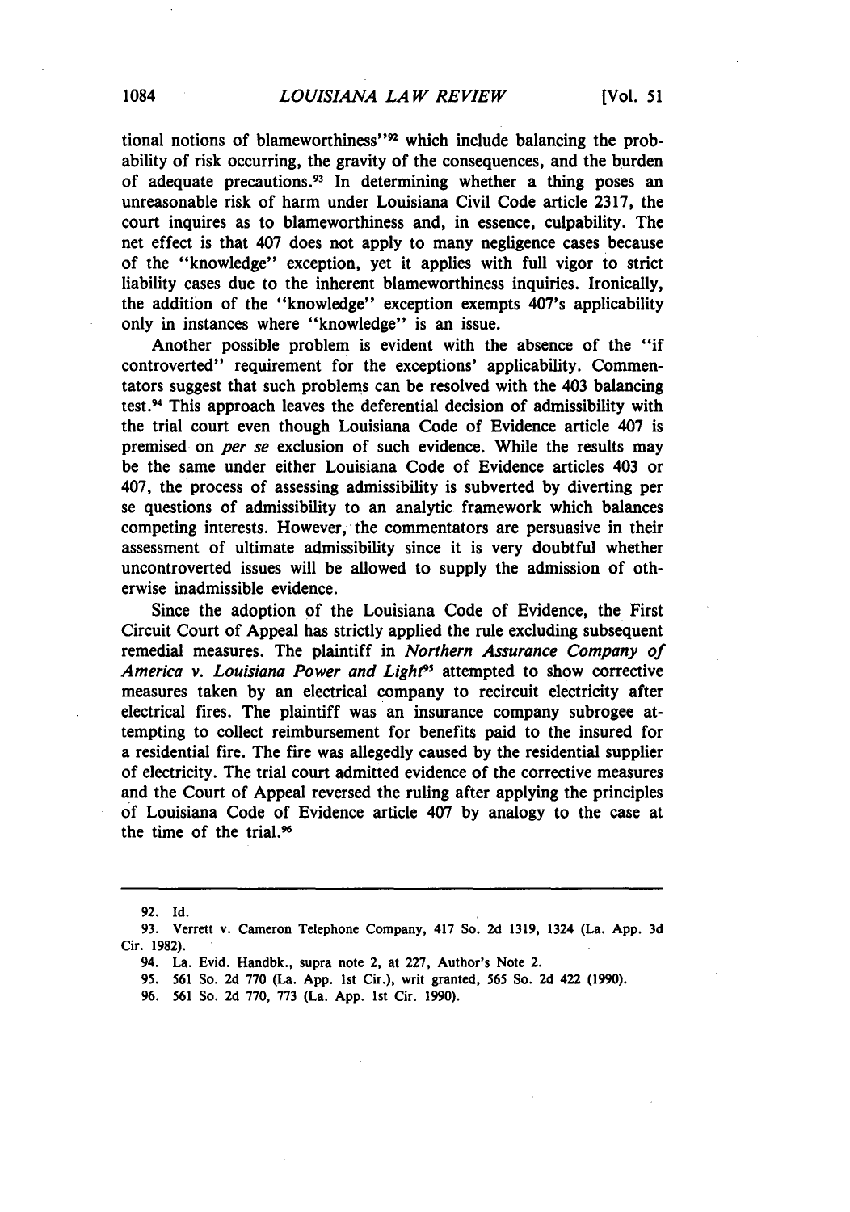tional notions of blameworthiness"[92] which include balancing the probability of risk occurring, the gravity of the consequences, and the burden of adequate precautions.[93] In determining whether a thing poses an unreasonable risk of harm under Louisiana Civil Code article 2317, the court inquires as to blameworthiness and, in essence, culpability. The net effect is that 407 does not apply to many negligence cases because of the "knowledge" exception, yet it applies with full vigor to strict liability cases due to the inherent blameworthiness inquiries. Ironically, the addition of the "knowledge" exception exempts 407's applicability only in instances where "knowledge" is an issue.

Another possible problem is evident with the absence of the "if controverted" requirement for the exceptions' applicability. Commentators suggest that such problems can be resolved with the 403 balancing test.[94] This approach leaves the deferential decision of admissibility with the trial court even though Louisiana Code of Evidence article 407 is premised on *per se* exclusion of such evidence. While the results may be the same under either Louisiana Code of Evidence articles 403 or 407, the process of assessing admissibility is subverted by diverting per se questions of admissibility to an analytic framework which balances competing interests. However, the commentators are persuasive in their assessment of ultimate admissibility since it is very doubtful whether uncontroverted issues will be allowed to supply the admission of otherwise inadmissible evidence.

Since the adoption of the Louisiana Code of Evidence, the First Circuit Court of Appeal has strictly applied the rule excluding subsequent remedial measures. The plaintiff in *Northern Assurance Company of America v. Louisiana Power and Light*[95] attempted to show corrective measures taken by an electrical company to recircuit electricity after electrical fires. The plaintiff was an insurance company subrogee attempting to collect reimbursement for benefits paid to the insured for a residential fire. The fire was allegedly caused by the residential supplier of electricity. The trial court admitted evidence of the corrective measures and the Court of Appeal reversed the ruling after applying the principles of Louisiana Code of Evidence article 407 by analogy to the case at the time of the trial.[96]

---

92. Id.

93. Verrett v. Cameron Telephone Company, 417 So. 2d 1319, 1324 (La. App. 3d Cir. 1982).

94. La. Evid. Handbk., supra note 2, at 227, Author's Note 2.

95. 561 So. 2d 770 (La. App. 1st Cir.), writ granted, 565 So. 2d 422 (1990).

96. 561 So. 2d 770, 773 (La. App. 1st Cir. 1990).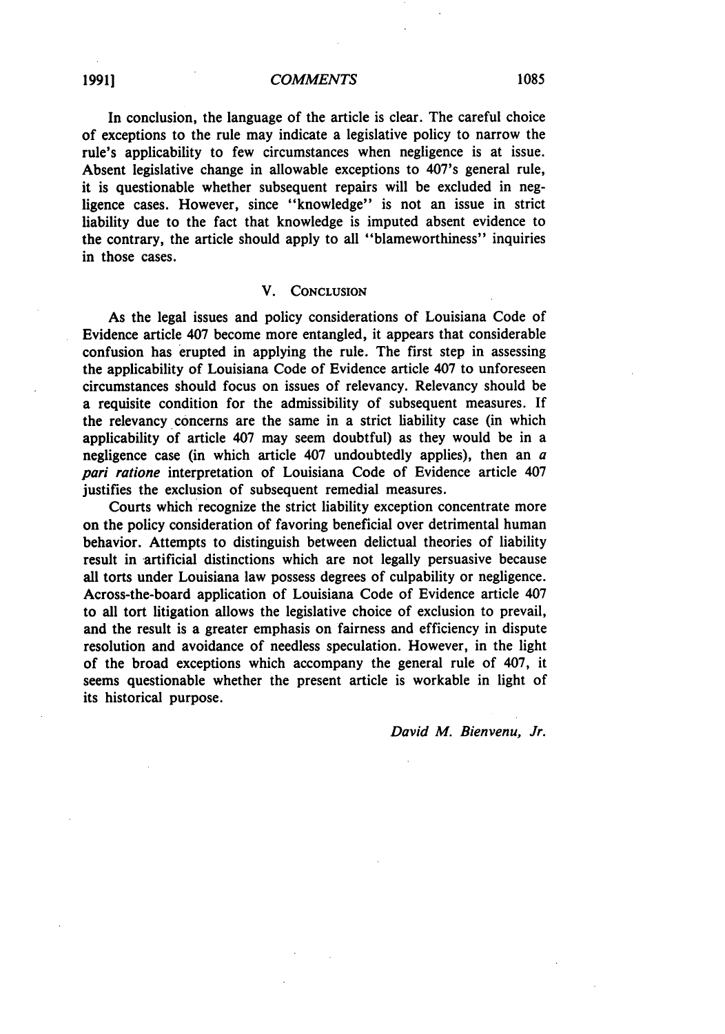In conclusion, the language of the article is clear. The careful choice of exceptions to the rule may indicate a legislative policy to narrow the rule's applicability to few circumstances when negligence is at issue. Absent legislative change in allowable exceptions to 407's general rule, it is questionable whether subsequent repairs will be excluded in negligence cases. However, since "knowledge" is not an issue in strict liability due to the fact that knowledge is imputed absent evidence to the contrary, the article should apply to all "blameworthiness" inquiries in those cases.

## V. Conclusion

As the legal issues and policy considerations of Louisiana Code of Evidence article 407 become more entangled, it appears that considerable confusion has erupted in applying the rule. The first step in assessing the applicability of Louisiana Code of Evidence article 407 to unforeseen circumstances should focus on issues of relevancy. Relevancy should be a requisite condition for the admissibility of subsequent measures. If the relevancy concerns are the same in a strict liability case (in which applicability of article 407 may seem doubtful) as they would be in a negligence case (in which article 407 undoubtedly applies), then an *a pari ratione* interpretation of Louisiana Code of Evidence article 407 justifies the exclusion of subsequent remedial measures.

Courts which recognize the strict liability exception concentrate more on the policy consideration of favoring beneficial over detrimental human behavior. Attempts to distinguish between delictual theories of liability result in artificial distinctions which are not legally persuasive because all torts under Louisiana law possess degrees of culpability or negligence. Across-the-board application of Louisiana Code of Evidence article 407 to all tort litigation allows the legislative choice of exclusion to prevail, and the result is a greater emphasis on fairness and efficiency in dispute resolution and avoidance of needless speculation. However, in the light of the broad exceptions which accompany the general rule of 407, it seems questionable whether the present article is workable in light of its historical purpose.

*David M. Bienvenu, Jr.*